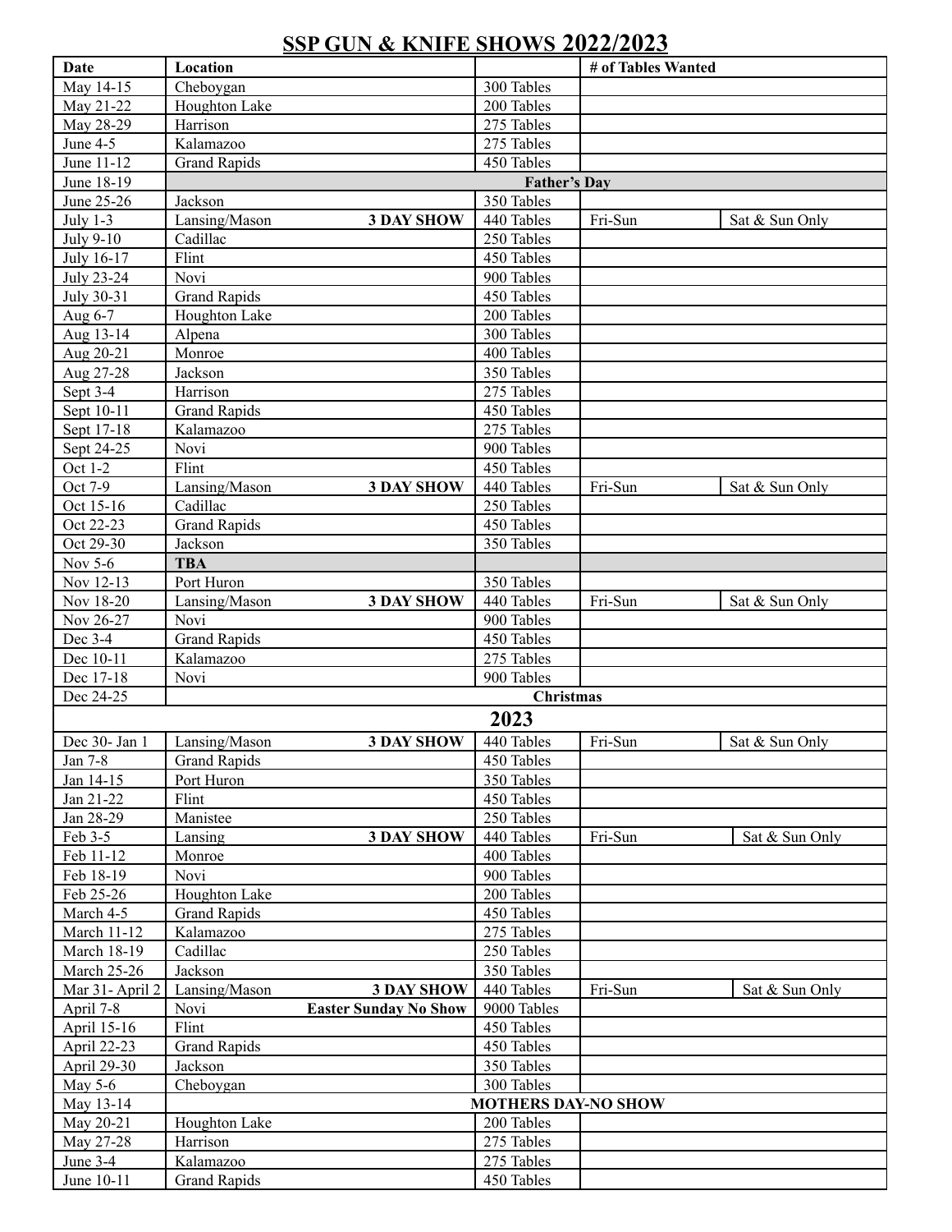# SSP GUN & KNIFE SHOWS 2022/2023

| Date | Location | | | # of Tables Wanted | |
|---|---|---|---|---|---|
| May 14-15 | Cheboygan | | 300 Tables | | |
| May 21-22 | Houghton Lake | | 200 Tables | | |
| May 28-29 | Harrison | | 275 Tables | | |
| June 4-5 | Kalamazoo | | 275 Tables | | |
| June 11-12 | Grand Rapids | | 450 Tables | | |
| June 18-19 | **Father's Day** | | | | |
| June 25-26 | Jackson | | 350 Tables | | |
| July 1-3 | Lansing/Mason | **3 DAY SHOW** | 440 Tables | Fri-Sun | Sat & Sun Only |
| July 9-10 | Cadillac | | 250 Tables | | |
| July 16-17 | Flint | | 450 Tables | | |
| July 23-24 | Novi | | 900 Tables | | |
| July 30-31 | Grand Rapids | | 450 Tables | | |
| Aug 6-7 | Houghton Lake | | 200 Tables | | |
| Aug 13-14 | Alpena | | 300 Tables | | |
| Aug 20-21 | Monroe | | 400 Tables | | |
| Aug 27-28 | Jackson | | 350 Tables | | |
| Sept 3-4 | Harrison | | 275 Tables | | |
| Sept 10-11 | Grand Rapids | | 450 Tables | | |
| Sept 17-18 | Kalamazoo | | 275 Tables | | |
| Sept 24-25 | Novi | | 900 Tables | | |
| Oct 1-2 | Flint | | 450 Tables | | |
| Oct 7-9 | Lansing/Mason | **3 DAY SHOW** | 440 Tables | Fri-Sun | Sat & Sun Only |
| Oct 15-16 | Cadillac | | 250 Tables | | |
| Oct 22-23 | Grand Rapids | | 450 Tables | | |
| Oct 29-30 | Jackson | | 350 Tables | | |
| Nov 5-6 | **TBA** | | | | |
| Nov 12-13 | Port Huron | | 350 Tables | | |
| Nov 18-20 | Lansing/Mason | **3 DAY SHOW** | 440 Tables | Fri-Sun | Sat & Sun Only |
| Nov 26-27 | Novi | | 900 Tables | | |
| Dec 3-4 | Grand Rapids | | 450 Tables | | |
| Dec 10-11 | Kalamazoo | | 275 Tables | | |
| Dec 17-18 | Novi | | 900 Tables | | |
| Dec 24-25 | **Christmas** | | | | |
| **2023** | | | | | |
| Dec 30- Jan 1 | Lansing/Mason | **3 DAY SHOW** | 440 Tables | Fri-Sun | Sat & Sun Only |
| Jan 7-8 | Grand Rapids | | 450 Tables | | |
| Jan 14-15 | Port Huron | | 350 Tables | | |
| Jan 21-22 | Flint | | 450 Tables | | |
| Jan 28-29 | Manistee | | 250 Tables | | |
| Feb 3-5 | Lansing | **3 DAY SHOW** | 440 Tables | Fri-Sun | Sat & Sun Only |
| Feb 11-12 | Monroe | | 400 Tables | | |
| Feb 18-19 | Novi | | 900 Tables | | |
| Feb 25-26 | Houghton Lake | | 200 Tables | | |
| March 4-5 | Grand Rapids | | 450 Tables | | |
| March 11-12 | Kalamazoo | | 275 Tables | | |
| March 18-19 | Cadillac | | 250 Tables | | |
| March 25-26 | Jackson | | 350 Tables | | |
| Mar 31- April 2 | Lansing/Mason | **3 DAY SHOW** | 440 Tables | Fri-Sun | Sat & Sun Only |
| April 7-8 | Novi | **Easter Sunday No Show** | 9000 Tables | | |
| April 15-16 | Flint | | 450 Tables | | |
| April 22-23 | Grand Rapids | | 450 Tables | | |
| April 29-30 | Jackson | | 350 Tables | | |
| May 5-6 | Cheboygan | | 300 Tables | | |
| May 13-14 | **MOTHERS DAY-NO SHOW** | | | | |
| May 20-21 | Houghton Lake | | 200 Tables | | |
| May 27-28 | Harrison | | 275 Tables | | |
| June 3-4 | Kalamazoo | | 275 Tables | | |
| June 10-11 | Grand Rapids | | 450 Tables | | |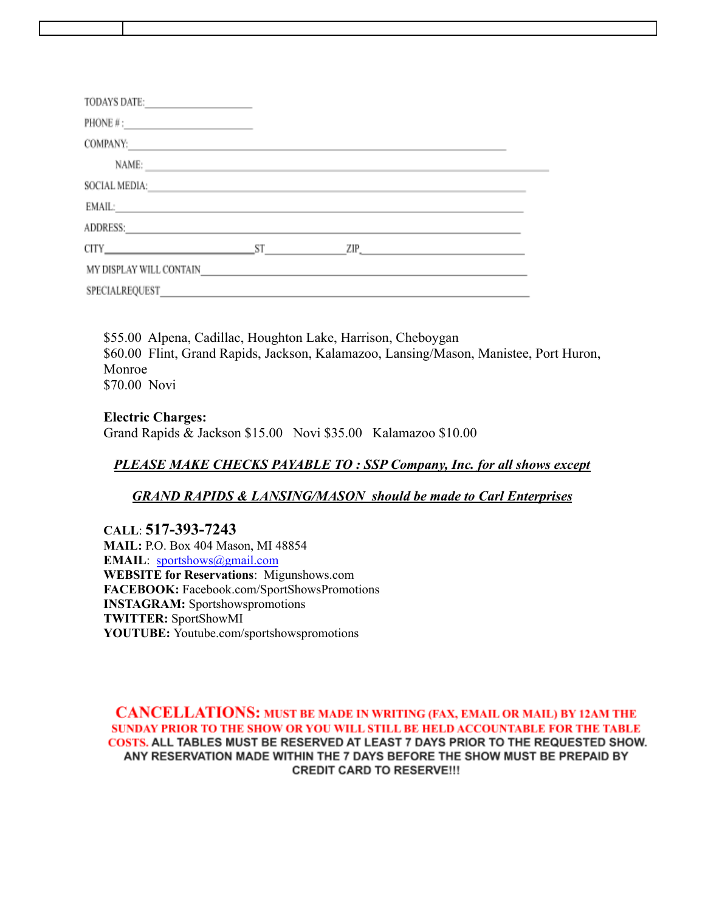| | |
|---|---|

TODAYS DATE:____________________

PHONE # :____________________

COMPANY:________________________________________________________________

NAME: ________________________________________________________________

SOCIAL MEDIA:________________________________________________________________

EMAIL:________________________________________________________________

ADDRESS:________________________________________________________________

CITY____________________________ST______________ZIP____________________________

MY DISPLAY WILL CONTAIN________________________________________________________

SPECIALREQUEST________________________________________________________________

$55.00 Alpena, Cadillac, Houghton Lake, Harrison, Cheboygan
$60.00 Flint, Grand Rapids, Jackson, Kalamazoo, Lansing/Mason, Manistee, Port Huron, Monroe
$70.00 Novi

**Electric Charges:**
Grand Rapids & Jackson $15.00 Novi $35.00 Kalamazoo $10.00

***PLEASE MAKE CHECKS PAYABLE TO : SSP Company, Inc. for all shows except***

***GRAND RAPIDS & LANSING/MASON should be made to Carl Enterprises***

**CALL**: **517-393-7243**
**MAIL:** P.O. Box 404 Mason, MI 48854
**EMAIL**: sportshows@gmail.com
**WEBSITE for Reservations**: Migunshows.com
**FACEBOOK:** Facebook.com/SportShowsPromotions
**INSTAGRAM:** Sportshowspromotions
**TWITTER:** SportShowMI
**YOUTUBE:** Youtube.com/sportshowspromotions

**CANCELLATIONS: MUST BE MADE IN WRITING (FAX, EMAIL OR MAIL) BY 12AM THE SUNDAY PRIOR TO THE SHOW OR YOU WILL STILL BE HELD ACCOUNTABLE FOR THE TABLE COSTS. ALL TABLES MUST BE RESERVED AT LEAST 7 DAYS PRIOR TO THE REQUESTED SHOW. ANY RESERVATION MADE WITHIN THE 7 DAYS BEFORE THE SHOW MUST BE PREPAID BY CREDIT CARD TO RESERVE!!!**